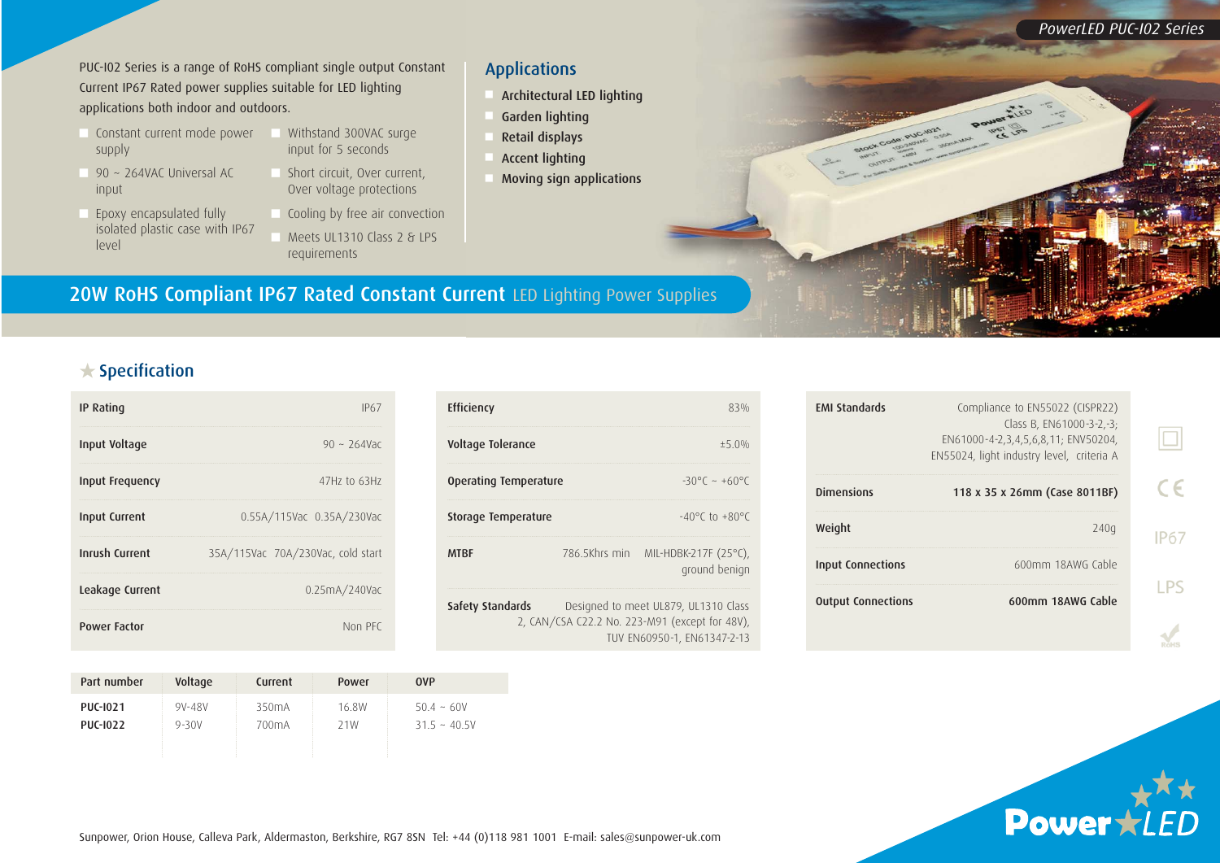PowerLED PUC-I02 Series

PUC-I02 Series is a range of RoHS compliant single output Constant Current IP67 Rated power supplies suitable for LED lighting applications both indoor and outdoors.

- Constant current mode power supply
- 90 ~ 264VAC Universal AC input
- Epoxy encapsulated fully isolated plastic case with IP67 level
- Withstand 300VAC surge input for 5 seconds
- Short circuit, Over current, Over voltage protections
- Cooling by free air convection
- Meets UL1310 Class 2 & LPS requirements

## Applications

- Architectural LED lighting
- Garden lighting
- Retail displays
- Accent lighting
- Moving sign applications

# 20W RoHS Compliant IP67 Rated Constant Current LED Lighting Power Supplies

## Specification

| | |
|---|---|
| **IP Rating** | IP67 |
| **Input Voltage** | 90 ~ 264Vac |
| **Input Frequency** | 47Hz to 63Hz |
| **Input Current** | 0.55A/115Vac 0.35A/230Vac |
| **Inrush Current** | 35A/115Vac 70A/230Vac, cold start |
| **Leakage Current** | 0.25mA/240Vac |
| **Power Factor** | Non PFC |

| | |
|---|---|
| **Efficiency** | 83% |
| **Voltage Tolerance** | ±5.0% |
| **Operating Temperature** | -30°C ~ +60°C |
| **Storage Temperature** | -40°C to +80°C |
| **MTBF** | 786.5Khrs min MIL-HDBK-217F (25°C), ground benign |
| **Safety Standards** | Designed to meet UL879, UL1310 Class 2, CAN/CSA C22.2 No. 223-M91 (except for 48V), TUV EN60950-1, EN61347-2-13 |

| | |
|---|---|
| **EMI Standards** | Compliance to EN55022 (CISPR22) Class B, EN61000-3-2,-3; EN61000-4-2,3,4,5,6,8,11; ENV50204, EN55024, light industry level, criteria A |
| **Dimensions** | 118 x 35 x 26mm (Case 8011BF) |
| **Weight** | 240g |
| **Input Connections** | 600mm 18AWG Cable |
| **Output Connections** | 600mm 18AWG Cable |

CE IP67 LPS RoHS

| Part number | Voltage | Current | Power | OVP |
|---|---|---|---|---|
| **PUC-I021** | 9V-48V | 350mA | 16.8W | 50.4 ~ 60V |
| **PUC-I022** | 9-30V | 700mA | 21W | 31.5 ~ 40.5V |

Sunpower, Orion House, Calleva Park, Aldermaston, Berkshire, RG7 8SN Tel: +44 (0)118 981 1001 E-mail: sales@sunpower-uk.com

Power LED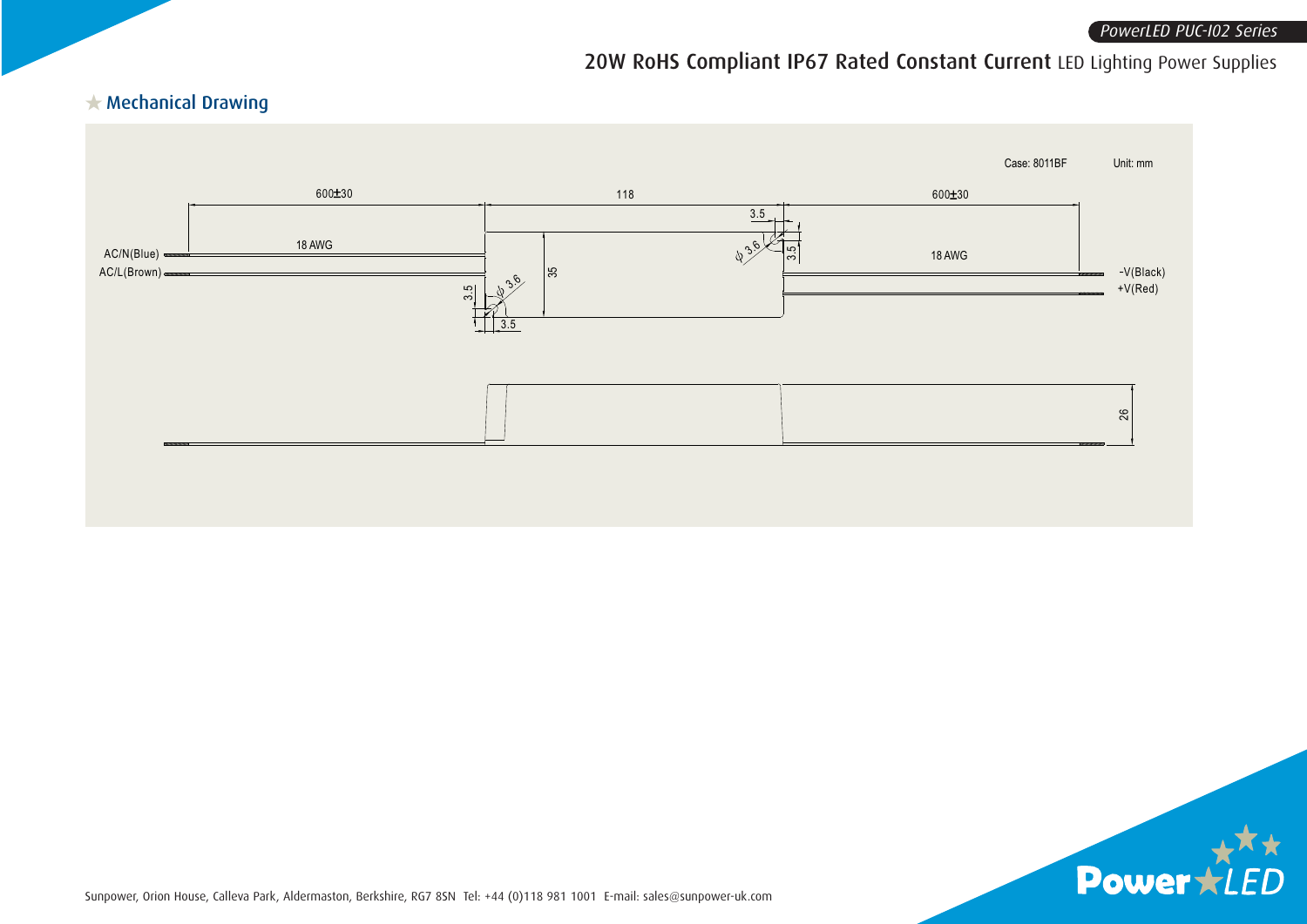## Mechanical Drawing

Case: 8011BF

Unit: mm

600±30

118

600±30

3.5

18 AWG

ϕ 3.6

3.5

18 AWG

AC/N(Blue)

AC/L(Brown)

-V(Black)

+V(Red)

35

3.5

ϕ 3.6

3.5

26

Sunpower, Orion House, Calleva Park, Aldermaston, Berkshire, RG7 8SN Tel: +44 (0)118 981 1001 E-mail: sales@sunpower-uk.com